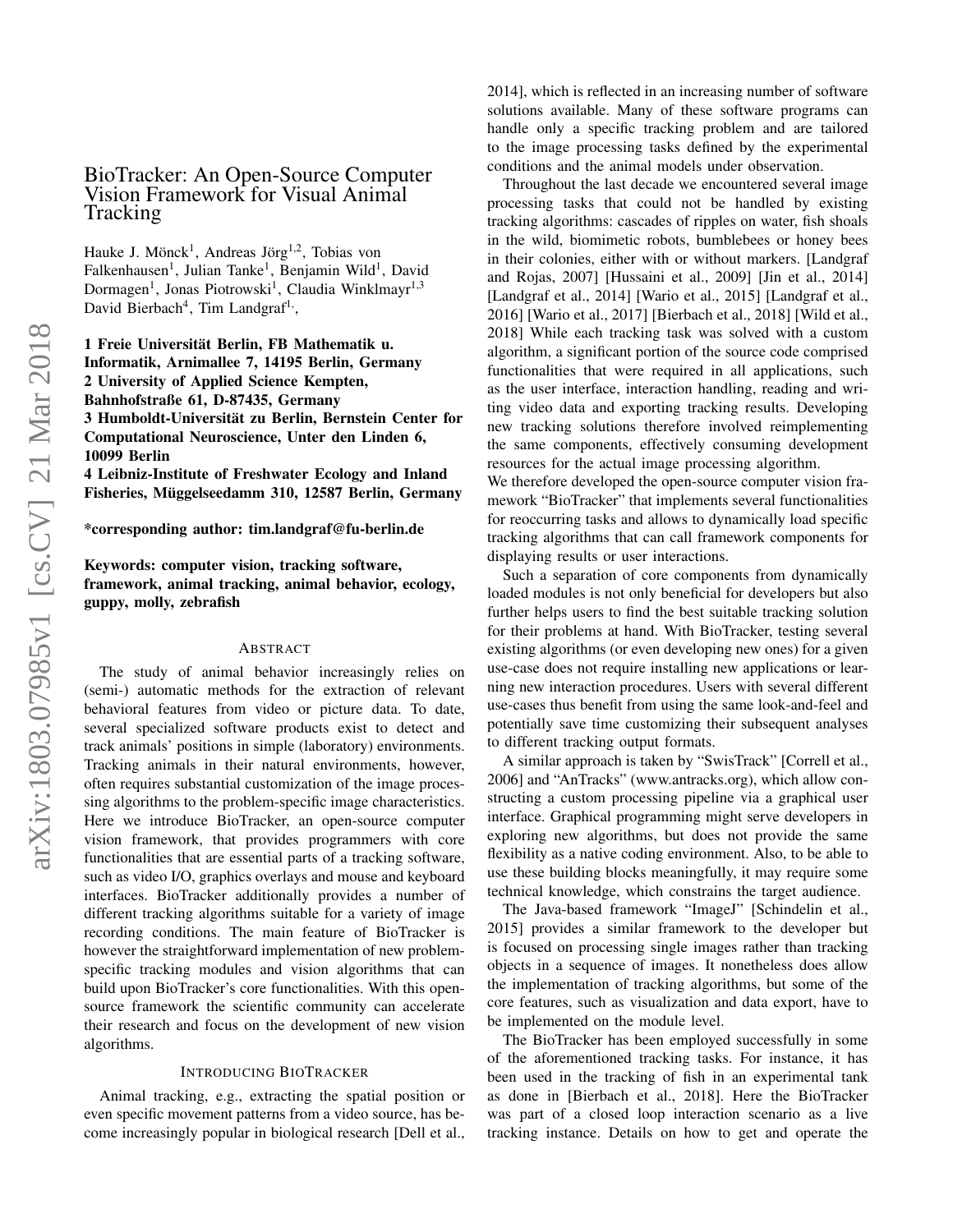# BioTracker: An Open-Source Computer Vision Framework for Visual Animal Tracking

Hauke J. Mönck[1], Andreas Jörg[1,2], Tobias von Falkenhausen[1], Julian Tanke[1], Benjamin Wild[1], David Dormagen[1], Jonas Piotrowski[1], Claudia Winklmayr[1,3] David Bierbach[4], Tim Landgraf[1,],

**1 Freie Universität Berlin, FB Mathematik u. Informatik, Arnimallee 7, 14195 Berlin, Germany**
**2 University of Applied Science Kempten, Bahnhofstraße 61, D-87435, Germany**
**3 Humboldt-Universität zu Berlin, Bernstein Center for Computational Neuroscience, Unter den Linden 6, 10099 Berlin**
**4 Leibniz-Institute of Freshwater Ecology and Inland Fisheries, Müggelseedamm 310, 12587 Berlin, Germany**

**\*corresponding author: tim.landgraf@fu-berlin.de**

**Keywords: computer vision, tracking software, framework, animal tracking, animal behavior, ecology, guppy, molly, zebrafish**

## Abstract

The study of animal behavior increasingly relies on (semi-) automatic methods for the extraction of relevant behavioral features from video or picture data. To date, several specialized software products exist to detect and track animals' positions in simple (laboratory) environments. Tracking animals in their natural environments, however, often requires substantial customization of the image processing algorithms to the problem-specific image characteristics. Here we introduce BioTracker, an open-source computer vision framework, that provides programmers with core functionalities that are essential parts of a tracking software, such as video I/O, graphics overlays and mouse and keyboard interfaces. BioTracker additionally provides a number of different tracking algorithms suitable for a variety of image recording conditions. The main feature of BioTracker is however the straightforward implementation of new problem-specific tracking modules and vision algorithms that can build upon BioTracker's core functionalities. With this open-source framework the scientific community can accelerate their research and focus on the development of new vision algorithms.

## Introducing BioTracker

Animal tracking, e.g., extracting the spatial position or even specific movement patterns from a video source, has become increasingly popular in biological research [Dell et al., 2014], which is reflected in an increasing number of software solutions available. Many of these software programs can handle only a specific tracking problem and are tailored to the image processing tasks defined by the experimental conditions and the animal models under observation.

Throughout the last decade we encountered several image processing tasks that could not be handled by existing tracking algorithms: cascades of ripples on water, fish shoals in the wild, biomimetic robots, bumblebees or honey bees in their colonies, either with or without markers. [Landgraf and Rojas, 2007] [Hussaini et al., 2009] [Jin et al., 2014] [Landgraf et al., 2014] [Wario et al., 2015] [Landgraf et al., 2016] [Wario et al., 2017] [Bierbach et al., 2018] [Wild et al., 2018] While each tracking task was solved with a custom algorithm, a significant portion of the source code comprised functionalities that were required in all applications, such as the user interface, interaction handling, reading and writing video data and exporting tracking results. Developing new tracking solutions therefore involved reimplementing the same components, effectively consuming development resources for the actual image processing algorithm.

We therefore developed the open-source computer vision framework "BioTracker" that implements several functionalities for reoccurring tasks and allows to dynamically load specific tracking algorithms that can call framework components for displaying results or user interactions.

Such a separation of core components from dynamically loaded modules is not only beneficial for developers but also further helps users to find the best suitable tracking solution for their problems at hand. With BioTracker, testing several existing algorithms (or even developing new ones) for a given use-case does not require installing new applications or learning new interaction procedures. Users with several different use-cases thus benefit from using the same look-and-feel and potentially save time customizing their subsequent analyses to different tracking output formats.

A similar approach is taken by "SwisTrack" [Correll et al., 2006] and "AnTracks" (www.antracks.org), which allow constructing a custom processing pipeline via a graphical user interface. Graphical programming might serve developers in exploring new algorithms, but does not provide the same flexibility as a native coding environment. Also, to be able to use these building blocks meaningfully, it may require some technical knowledge, which constrains the target audience.

The Java-based framework "ImageJ" [Schindelin et al., 2015] provides a similar framework to the developer but is focused on processing single images rather than tracking objects in a sequence of images. It nonetheless does allow the implementation of tracking algorithms, but some of the core features, such as visualization and data export, have to be implemented on the module level.

The BioTracker has been employed successfully in some of the aforementioned tracking tasks. For instance, it has been used in the tracking of fish in an experimental tank as done in [Bierbach et al., 2018]. Here the BioTracker was part of a closed loop interaction scenario as a live tracking instance. Details on how to get and operate the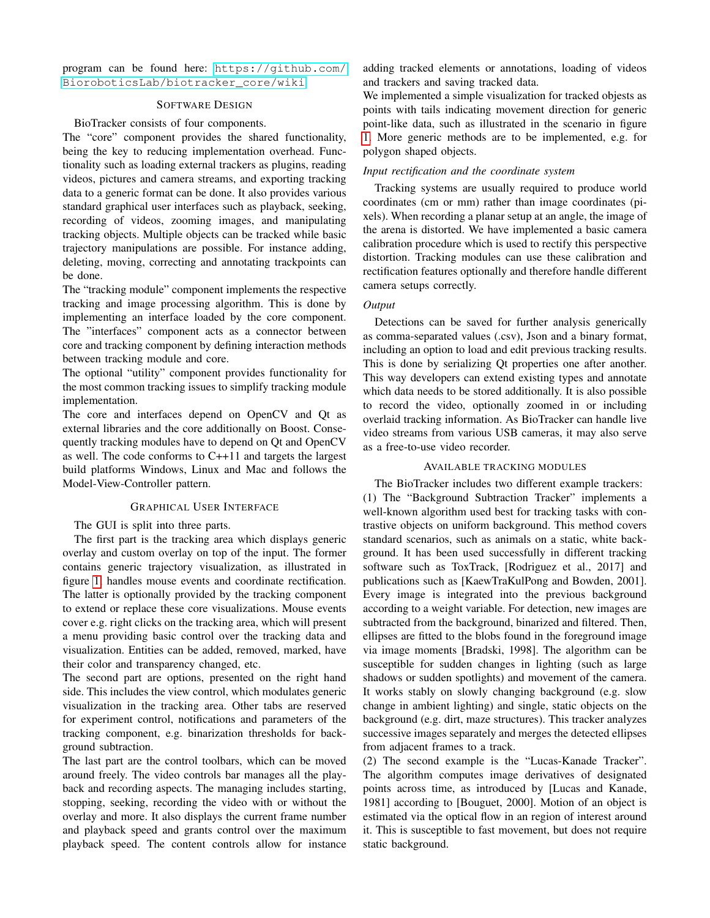program can be found here: https://github.com/BioroboticsLab/biotracker_core/wiki

## Software Design

BioTracker consists of four components.

The "core" component provides the shared functionality, being the key to reducing implementation overhead. Functionality such as loading external trackers as plugins, reading videos, pictures and camera streams, and exporting tracking data to a generic format can be done. It also provides various standard graphical user interfaces such as playback, seeking, recording of videos, zooming images, and manipulating tracking objects. Multiple objects can be tracked while basic trajectory manipulations are possible. For instance adding, deleting, moving, correcting and annotating trackpoints can be done.

The "tracking module" component implements the respective tracking and image processing algorithm. This is done by implementing an interface loaded by the core component. The "interfaces" component acts as a connector between core and tracking component by defining interaction methods between tracking module and core.

The optional "utility" component provides functionality for the most common tracking issues to simplify tracking module implementation.

The core and interfaces depend on OpenCV and Qt as external libraries and the core additionally on Boost. Consequently tracking modules have to depend on Qt and OpenCV as well. The code conforms to C++11 and targets the largest build platforms Windows, Linux and Mac and follows the Model-View-Controller pattern.

## Graphical User Interface

The GUI is split into three parts.

The first part is the tracking area which displays generic overlay and custom overlay on top of the input. The former contains generic trajectory visualization, as illustrated in figure 1, handles mouse events and coordinate rectification. The latter is optionally provided by the tracking component to extend or replace these core visualizations. Mouse events cover e.g. right clicks on the tracking area, which will present a menu providing basic control over the tracking data and visualization. Entities can be added, removed, marked, have their color and transparency changed, etc.

The second part are options, presented on the right hand side. This includes the view control, which modulates generic visualization in the tracking area. Other tabs are reserved for experiment control, notifications and parameters of the tracking component, e.g. binarization thresholds for background subtraction.

The last part are the control toolbars, which can be moved around freely. The video controls bar manages all the playback and recording aspects. The managing includes starting, stopping, seeking, recording the video with or without the overlay and more. It also displays the current frame number and playback speed and grants control over the maximum playback speed. The content controls allow for instance adding tracked elements or annotations, loading of videos and trackers and saving tracked data.

We implemented a simple visualization for tracked objests as points with tails indicating movement direction for generic point-like data, such as illustrated in the scenario in figure 1. More generic methods are to be implemented, e.g. for polygon shaped objects.

### *Input rectification and the coordinate system*

Tracking systems are usually required to produce world coordinates (cm or mm) rather than image coordinates (pixels). When recording a planar setup at an angle, the image of the arena is distorted. We have implemented a basic camera calibration procedure which is used to rectify this perspective distortion. Tracking modules can use these calibration and rectification features optionally and therefore handle different camera setups correctly.

### *Output*

Detections can be saved for further analysis generically as comma-separated values (.csv), Json and a binary format, including an option to load and edit previous tracking results. This is done by serializing Qt properties one after another. This way developers can extend existing types and annotate which data needs to be stored additionally. It is also possible to record the video, optionally zoomed in or including overlaid tracking information. As BioTracker can handle live video streams from various USB cameras, it may also serve as a free-to-use video recorder.

## Available Tracking Modules

The BioTracker includes two different example trackers:

(1) The "Background Subtraction Tracker" implements a well-known algorithm used best for tracking tasks with contrastive objects on uniform background. This method covers standard scenarios, such as animals on a static, white background. It has been used successfully in different tracking software such as ToxTrack, [Rodriguez et al., 2017] and publications such as [KaewTraKulPong and Bowden, 2001]. Every image is integrated into the previous background according to a weight variable. For detection, new images are subtracted from the background, binarized and filtered. Then, ellipses are fitted to the blobs found in the foreground image via image moments [Bradski, 1998]. The algorithm can be susceptible for sudden changes in lighting (such as large shadows or sudden spotlights) and movement of the camera. It works stably on slowly changing background (e.g. slow change in ambient lighting) and single, static objects on the background (e.g. dirt, maze structures). This tracker analyzes successive images separately and merges the detected ellipses from adjacent frames to a track.

(2) The second example is the "Lucas-Kanade Tracker". The algorithm computes image derivatives of designated points across time, as introduced by [Lucas and Kanade, 1981] according to [Bouguet, 2000]. Motion of an object is estimated via the optical flow in an region of interest around it. This is susceptible to fast movement, but does not require static background.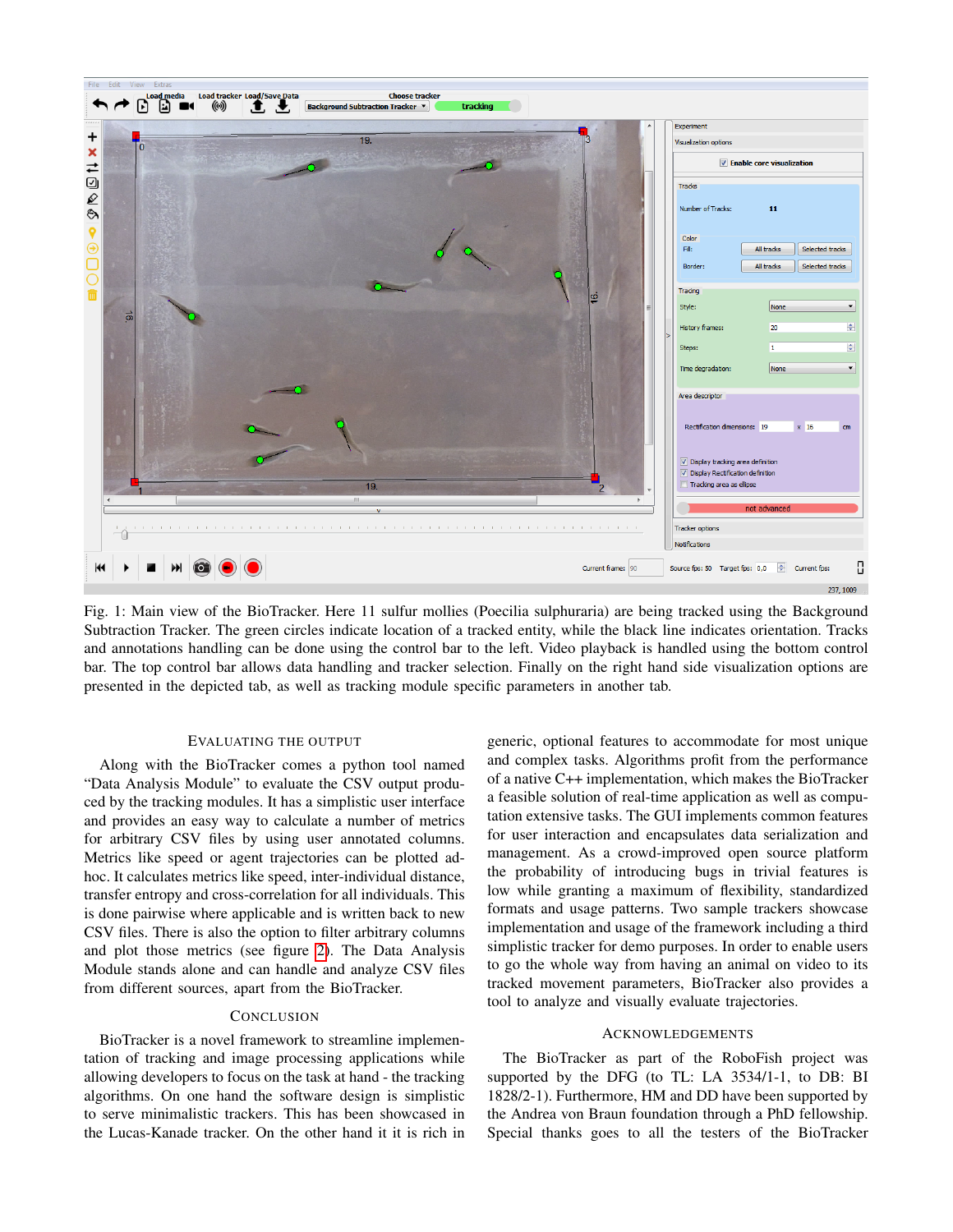Fig. 1: Main view of the BioTracker. Here 11 sulfur mollies (Poecilia sulphuraria) are being tracked using the Background Subtraction Tracker. The green circles indicate location of a tracked entity, while the black line indicates orientation. Tracks and annotations handling can be done using the control bar to the left. Video playback is handled using the bottom control bar. The top control bar allows data handling and tracker selection. Finally on the right hand side visualization options are presented in the depicted tab, as well as tracking module specific parameters in another tab.

## Evaluating the Output

Along with the BioTracker comes a python tool named "Data Analysis Module" to evaluate the CSV output produced by the tracking modules. It has a simplistic user interface and provides an easy way to calculate a number of metrics for arbitrary CSV files by using user annotated columns. Metrics like speed or agent trajectories can be plotted ad-hoc. It calculates metrics like speed, inter-individual distance, transfer entropy and cross-correlation for all individuals. This is done pairwise where applicable and is written back to new CSV files. There is also the option to filter arbitrary columns and plot those metrics (see figure 2). The Data Analysis Module stands alone and can handle and analyze CSV files from different sources, apart from the BioTracker.

## Conclusion

BioTracker is a novel framework to streamline implementation of tracking and image processing applications while allowing developers to focus on the task at hand - the tracking algorithms. On one hand the software design is simplistic to serve minimalistic trackers. This has been showcased in the Lucas-Kanade tracker. On the other hand it it is rich in generic, optional features to accommodate for most unique and complex tasks. Algorithms profit from the performance of a native C++ implementation, which makes the BioTracker a feasible solution of real-time application as well as computation extensive tasks. The GUI implements common features for user interaction and encapsulates data serialization and management. As a crowd-improved open source platform the probability of introducing bugs in trivial features is low while granting a maximum of flexibility, standardized formats and usage patterns. Two sample trackers showcase implementation and usage of the framework including a third simplistic tracker for demo purposes. In order to enable users to go the whole way from having an animal on video to its tracked movement parameters, BioTracker also provides a tool to analyze and visually evaluate trajectories.

## Acknowledgements

The BioTracker as part of the RoboFish project was supported by the DFG (to TL: LA 3534/1-1, to DB: BI 1828/2-1). Furthermore, HM and DD have been supported by the Andrea von Braun foundation through a PhD fellowship. Special thanks goes to all the testers of the BioTracker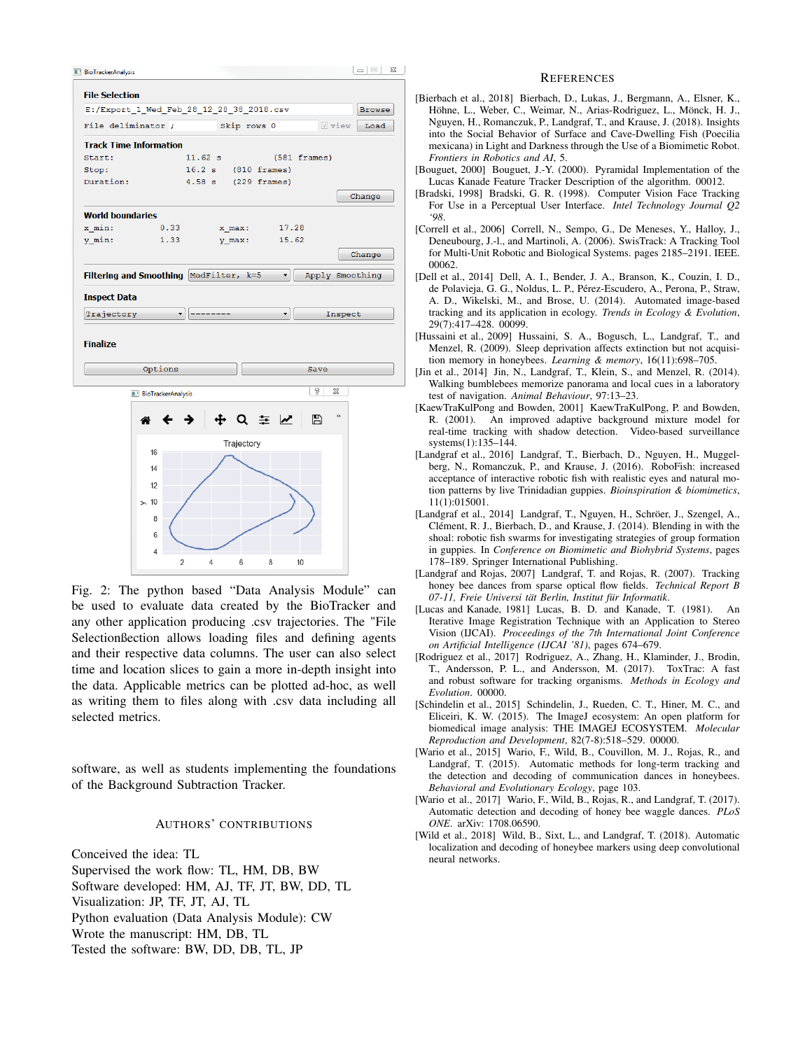Fig. 2: The python based “Data Analysis Module” can be used to evaluate data created by the BioTracker and any other application producing .csv trajectories. The "File Selectionßection allows loading files and defining agents and their respective data columns. The user can also select time and location slices to gain a more in-depth insight into the data. Applicable metrics can be plotted ad-hoc, as well as writing them to files along with .csv data including all selected metrics.

software, as well as students implementing the foundations of the Background Subtraction Tracker.

## Authors' contributions

Conceived the idea: TL
Supervised the work flow: TL, HM, DB, BW
Software developed: HM, AJ, TF, JT, BW, DD, TL
Visualization: JP, TF, JT, AJ, TL
Python evaluation (Data Analysis Module): CW
Wrote the manuscript: HM, DB, TL
Tested the software: BW, DD, DB, TL, JP

## References

[Bierbach et al., 2018] Bierbach, D., Lukas, J., Bergmann, A., Elsner, K., Höhne, L., Weber, C., Weimar, N., Arias-Rodriguez, L., Mönck, H. J., Nguyen, H., Romanczuk, P., Landgraf, T., and Krause, J. (2018). Insights into the Social Behavior of Surface and Cave-Dwelling Fish (Poecilia mexicana) in Light and Darkness through the Use of a Biomimetic Robot. *Frontiers in Robotics and AI*, 5.

[Bouguet, 2000] Bouguet, J.-Y. (2000). Pyramidal Implementation of the Lucas Kanade Feature Tracker Description of the algorithm. 00012.

[Bradski, 1998] Bradski, G. R. (1998). Computer Vision Face Tracking For Use in a Perceptual User Interface. *Intel Technology Journal Q2 '98*.

[Correll et al., 2006] Correll, N., Sempo, G., De Meneses, Y., Halloy, J., Deneubourg, J.-l., and Martinoli, A. (2006). SwisTrack: A Tracking Tool for Multi-Unit Robotic and Biological Systems. pages 2185–2191. IEEE. 00062.

[Dell et al., 2014] Dell, A. I., Bender, J. A., Branson, K., Couzin, I. D., de Polavieja, G. G., Noldus, L. P., Pérez-Escudero, A., Perona, P., Straw, A. D., Wikelski, M., and Brose, U. (2014). Automated image-based tracking and its application in ecology. *Trends in Ecology & Evolution*, 29(7):417–428. 00099.

[Hussaini et al., 2009] Hussaini, S. A., Bogusch, L., Landgraf, T., and Menzel, R. (2009). Sleep deprivation affects extinction but not acquisition memory in honeybees. *Learning & memory*, 16(11):698–705.

[Jin et al., 2014] Jin, N., Landgraf, T., Klein, S., and Menzel, R. (2014). Walking bumblebees memorize panorama and local cues in a laboratory test of navigation. *Animal Behaviour*, 97:13–23.

[KaewTraKulPong and Bowden, 2001] KaewTraKulPong, P. and Bowden, R. (2001). An improved adaptive background mixture model for real-time tracking with shadow detection. Video-based surveillance systems(1):135–144.

[Landgraf et al., 2016] Landgraf, T., Bierbach, D., Nguyen, H., Muggelberg, N., Romanczuk, P., and Krause, J. (2016). RoboFish: increased acceptance of interactive robotic fish with realistic eyes and natural motion patterns by live Trinidadian guppies. *Bioinspiration & biomimetics*, 11(1):015001.

[Landgraf et al., 2014] Landgraf, T., Nguyen, H., Schröer, J., Szengel, A., Clément, R. J., Bierbach, D., and Krause, J. (2014). Blending in with the shoal: robotic fish swarms for investigating strategies of group formation in guppies. In *Conference on Biomimetic and Biohybrid Systems*, pages 178–189. Springer International Publishing.

[Landgraf and Rojas, 2007] Landgraf, T. and Rojas, R. (2007). Tracking honey bee dances from sparse optical flow fields. *Technical Report B 07-11, Freie Universi tät Berlin, Institut für Informatik*.

[Lucas and Kanade, 1981] Lucas, B. D. and Kanade, T. (1981). An Iterative Image Registration Technique with an Application to Stereo Vision (IJCAI). *Proceedings of the 7th International Joint Conference on Artificial Intelligence (IJCAI '81)*, pages 674–679.

[Rodriguez et al., 2017] Rodriguez, A., Zhang, H., Klaminder, J., Brodin, T., Andersson, P. L., and Andersson, M. (2017). ToxTrac: A fast and robust software for tracking organisms. *Methods in Ecology and Evolution*. 00000.

[Schindelin et al., 2015] Schindelin, J., Rueden, C. T., Hiner, M. C., and Eliceiri, K. W. (2015). The ImageJ ecosystem: An open platform for biomedical image analysis: THE IMAGEJ ECOSYSTEM. *Molecular Reproduction and Development*, 82(7-8):518–529. 00000.

[Wario et al., 2015] Wario, F., Wild, B., Couvillon, M. J., Rojas, R., and Landgraf, T. (2015). Automatic methods for long-term tracking and the detection and decoding of communication dances in honeybees. *Behavioral and Evolutionary Ecology*, page 103.

[Wario et al., 2017] Wario, F., Wild, B., Rojas, R., and Landgraf, T. (2017). Automatic detection and decoding of honey bee waggle dances. *PLoS ONE*. arXiv: 1708.06590.

[Wild et al., 2018] Wild, B., Sixt, L., and Landgraf, T. (2018). Automatic localization and decoding of honeybee markers using deep convolutional neural networks.